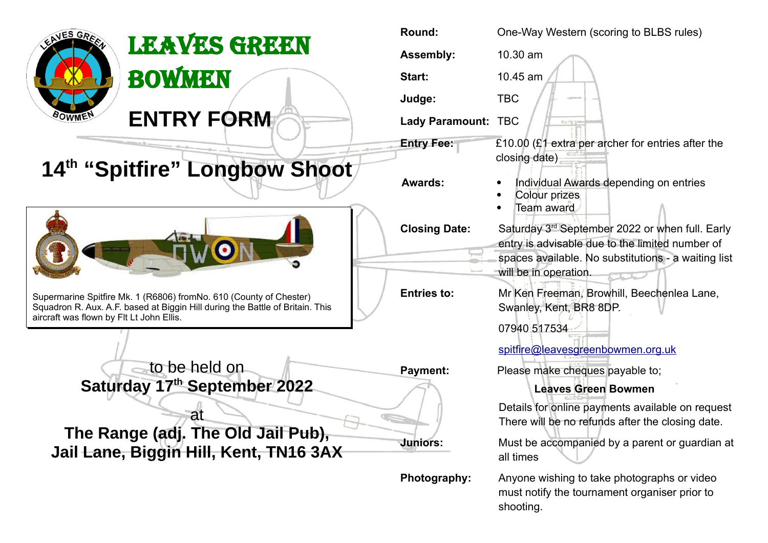# LEAVES GREEN BOWMEN

## ENTRY FORM

# 14th "Spitfire" Longbow Shoot

Supermarine Spitfire Mk. 1 (R6806) fromNo. 610 (County of Chester) Squadron R. Aux. A.F. based at Biggin Hill during the Battle of Britain. This aircraft was flown by Flt Lt John Ellis.

to be held on
**Saturday 17th September 2022**

at
**The Range (adj. The Old Jail Pub), Jail Lane, Biggin Hill, Kent, TN16 3AX**

**Round:** One-Way Western (scoring to BLBS rules)

**Assembly:** 10.30 am

**Start:** 10.45 am

**Judge:** TBC

**Lady Paramount:** TBC

**Entry Fee:** £10.00 (£1 extra per archer for entries after the closing date)

**Awards:**
- Individual Awards depending on entries
- Colour prizes
- Team award

**Closing Date:** Saturday 3rd September 2022 or when full. Early entry is advisable due to the limited number of spaces available. No substitutions - a waiting list will be in operation.

**Entries to:** Mr Ken Freeman, Browhill, Beechenlea Lane, Swanley, Kent, BR8 8DP.

07940 517534

spitfire@leavesgreenbowmen.org.uk

**Payment:** Please make cheques payable to;

**Leaves Green Bowmen**

Details for online payments available on request
There will be no refunds after the closing date.

**Juniors:** Must be accompanied by a parent or guardian at all times

**Photography:** Anyone wishing to take photographs or video must notify the tournament organiser prior to shooting.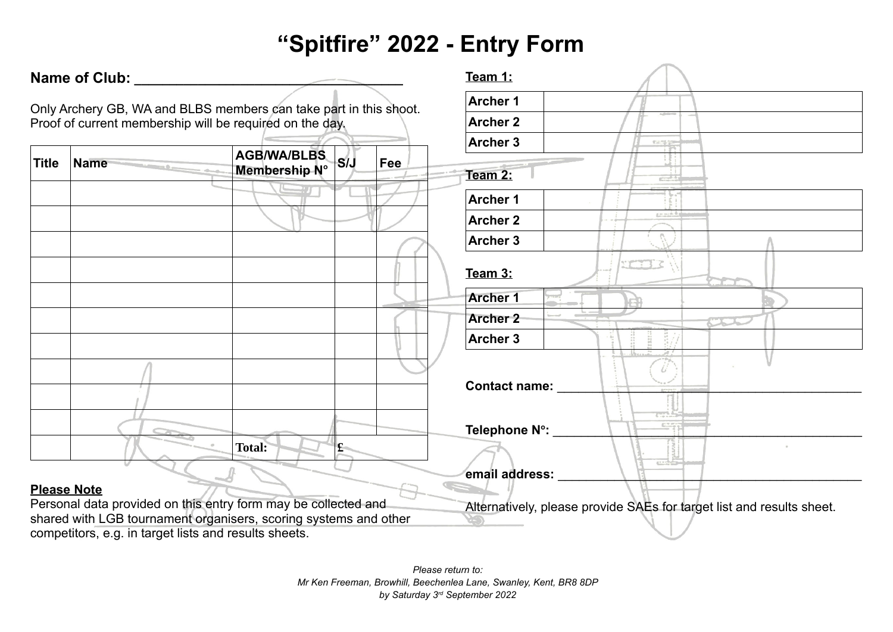# "Spitfire" 2022 - Entry Form

**Name of Club: ___________________________________**

Only Archery GB, WA and BLBS members can take part in this shoot. Proof of current membership will be required on the day.

| Title | Name | AGB/WA/BLBS Membership N° | S/J | Fee |
|---|---|---|---|---|
| | | | | |
| | | | | |
| | | | | |
| | | | | |
| | | | | |
| | | | | |
| | | | | |
| | | | | |
| | | | | |
| | | | | |
| | | Total: | £ | |

**Please Note**

Personal data provided on this entry form may be collected and shared with LGB tournament organisers, scoring systems and other competitors, e.g. in target lists and results sheets.

**Team 1:**

| | |
|---|---|
| **Archer 1** | |
| **Archer 2** | |
| **Archer 3** | |

**Team 2:**

| | |
|---|---|
| **Archer 1** | |
| **Archer 2** | |
| **Archer 3** | |

**Team 3:**

| | |
|---|---|
| **Archer 1** | |
| **Archer 2** | |
| **Archer 3** | |

**Contact name:** ___________________________________________

**Telephone N°:** ___________________________________________

**email address:** ___________________________________________

Alternatively, please provide SAEs for target list and results sheet.

*Please return to:*
*Mr Ken Freeman, Browhill, Beechenlea Lane, Swanley, Kent, BR8 8DP*
*by Saturday 3rd September 2022*